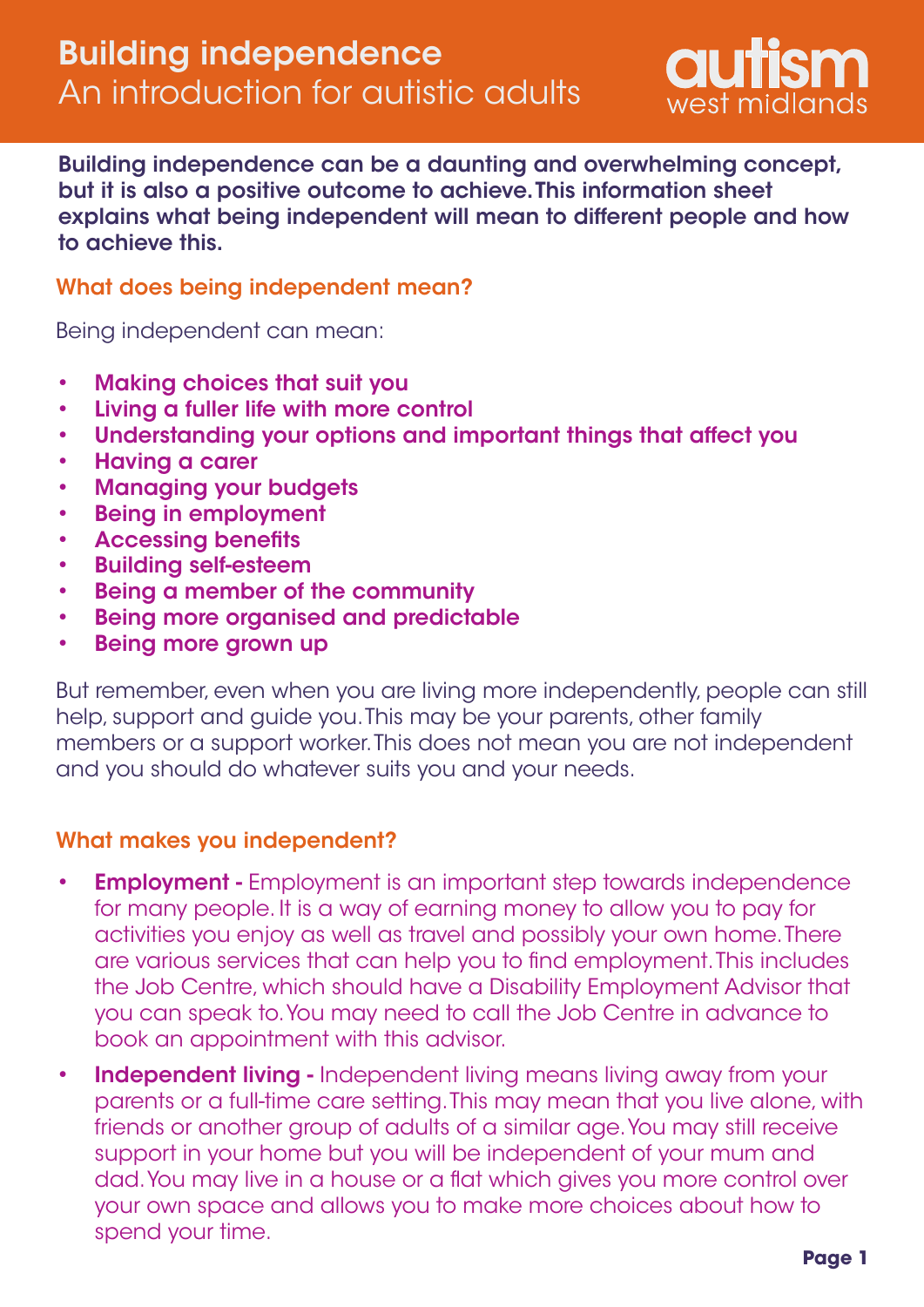# Building independence
## An introduction for autistic adults

autism west midlands

**Building independence can be a daunting and overwhelming concept, but it is also a positive outcome to achieve. This information sheet explains what being independent will mean to different people and how to achieve this.**

### What does being independent mean?

Being independent can mean:

- **Making choices that suit you**
- **Living a fuller life with more control**
- **Understanding your options and important things that affect you**
- **Having a carer**
- **Managing your budgets**
- **Being in employment**
- **Accessing benefits**
- **Building self-esteem**
- **Being a member of the community**
- **Being more organised and predictable**
- **Being more grown up**

But remember, even when you are living more independently, people can still help, support and guide you. This may be your parents, other family members or a support worker. This does not mean you are not independent and you should do whatever suits you and your needs.

### What makes you independent?

- **Employment -** Employment is an important step towards independence for many people. It is a way of earning money to allow you to pay for activities you enjoy as well as travel and possibly your own home. There are various services that can help you to find employment. This includes the Job Centre, which should have a Disability Employment Advisor that you can speak to. You may need to call the Job Centre in advance to book an appointment with this advisor.
- **Independent living -** Independent living means living away from your parents or a full-time care setting. This may mean that you live alone, with friends or another group of adults of a similar age. You may still receive support in your home but you will be independent of your mum and dad. You may live in a house or a flat which gives you more control over your own space and allows you to make more choices about how to spend your time.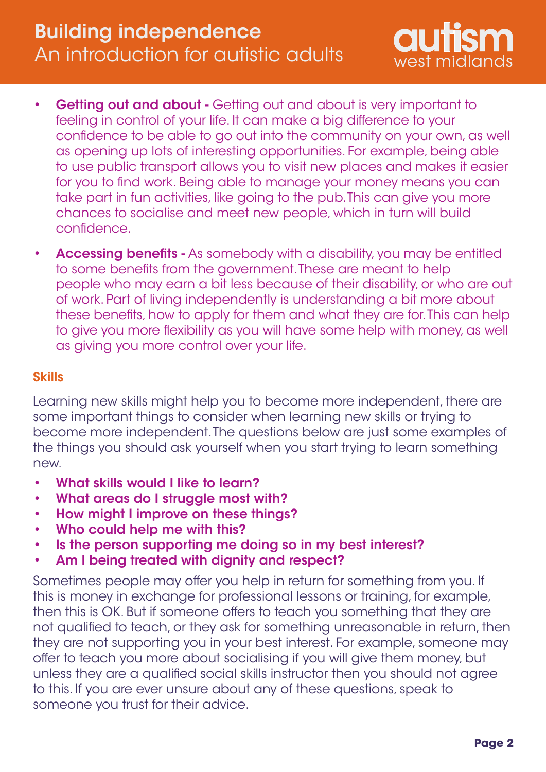- **Getting out and about -** Getting out and about is very important to feeling in control of your life. It can make a big difference to your confidence to be able to go out into the community on your own, as well as opening up lots of interesting opportunities. For example, being able to use public transport allows you to visit new places and makes it easier for you to find work. Being able to manage your money means you can take part in fun activities, like going to the pub. This can give you more chances to socialise and meet new people, which in turn will build confidence.
- **Accessing benefits -** As somebody with a disability, you may be entitled to some benefits from the government. These are meant to help people who may earn a bit less because of their disability, or who are out of work. Part of living independently is understanding a bit more about these benefits, how to apply for them and what they are for. This can help to give you more flexibility as you will have some help with money, as well as giving you more control over your life.

### Skills

Learning new skills might help you to become more independent, there are some important things to consider when learning new skills or trying to become more independent. The questions below are just some examples of the things you should ask yourself when you start trying to learn something new.

- **What skills would I like to learn?**
- **What areas do I struggle most with?**
- **How might I improve on these things?**
- **Who could help me with this?**
- **Is the person supporting me doing so in my best interest?**
- **Am I being treated with dignity and respect?**

Sometimes people may offer you help in return for something from you. If this is money in exchange for professional lessons or training, for example, then this is OK. But if someone offers to teach you something that they are not qualified to teach, or they ask for something unreasonable in return, then they are not supporting you in your best interest. For example, someone may offer to teach you more about socialising if you will give them money, but unless they are a qualified social skills instructor then you should not agree to this. If you are ever unsure about any of these questions, speak to someone you trust for their advice.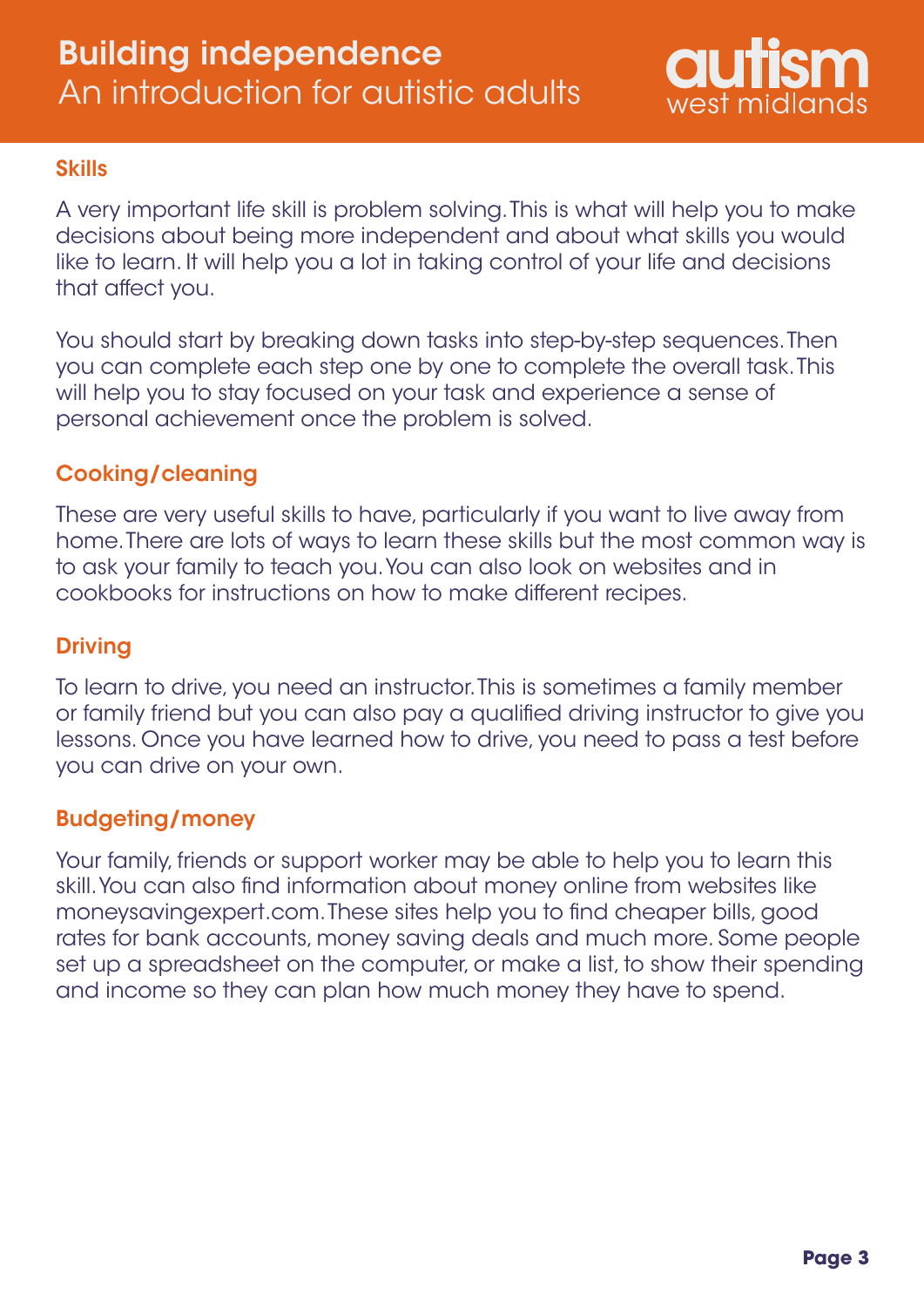## Skills

A very important life skill is problem solving. This is what will help you to make decisions about being more independent and about what skills you would like to learn. It will help you a lot in taking control of your life and decisions that affect you.

You should start by breaking down tasks into step-by-step sequences. Then you can complete each step one by one to complete the overall task. This will help you to stay focused on your task and experience a sense of personal achievement once the problem is solved.

### Cooking/cleaning

These are very useful skills to have, particularly if you want to live away from home. There are lots of ways to learn these skills but the most common way is to ask your family to teach you. You can also look on websites and in cookbooks for instructions on how to make different recipes.

### Driving

To learn to drive, you need an instructor. This is sometimes a family member or family friend but you can also pay a qualified driving instructor to give you lessons. Once you have learned how to drive, you need to pass a test before you can drive on your own.

### Budgeting/money

Your family, friends or support worker may be able to help you to learn this skill. You can also find information about money online from websites like moneysavingexpert.com. These sites help you to find cheaper bills, good rates for bank accounts, money saving deals and much more. Some people set up a spreadsheet on the computer, or make a list, to show their spending and income so they can plan how much money they have to spend.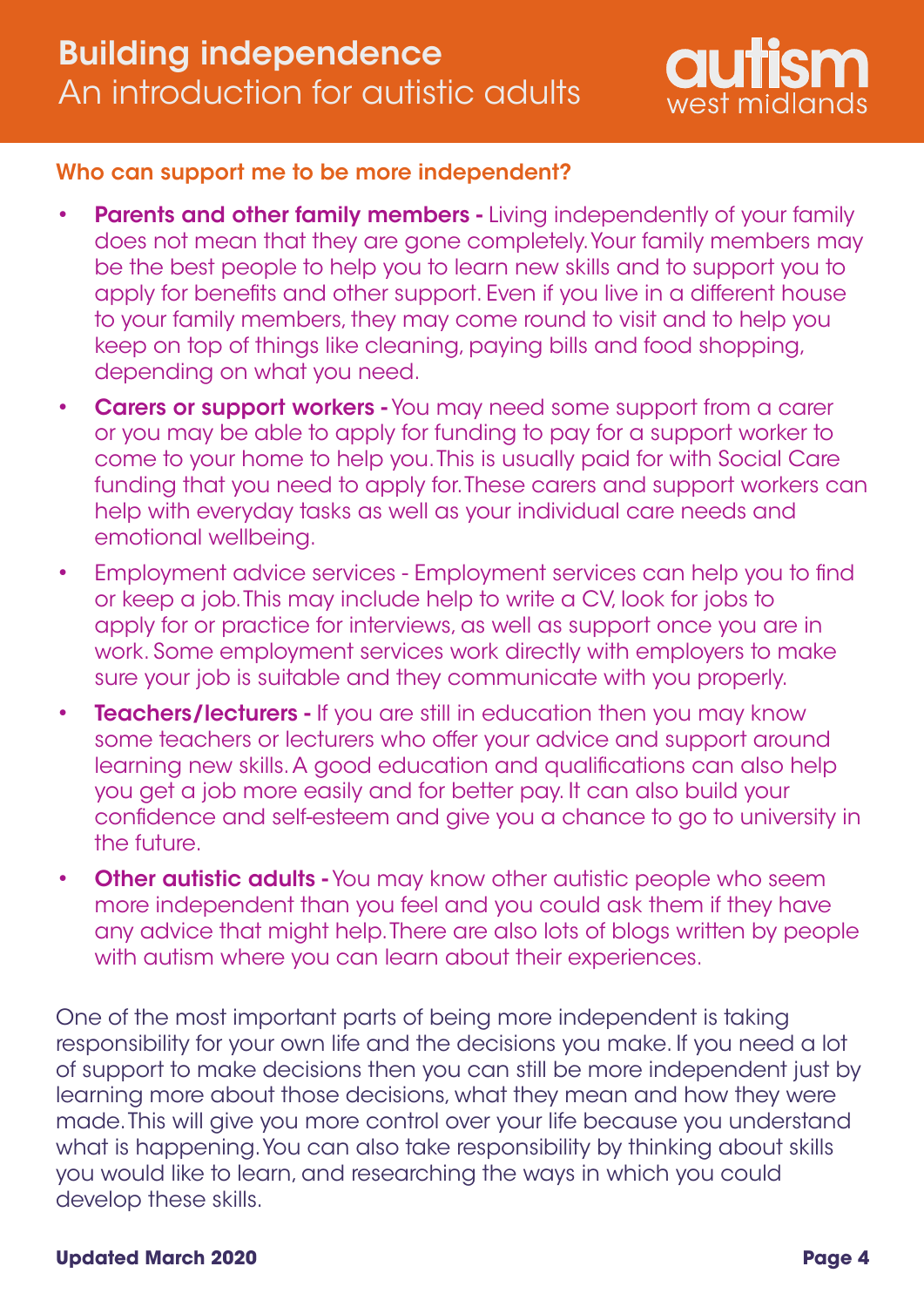## Who can support me to be more independent?

- **Parents and other family members -** Living independently of your family does not mean that they are gone completely. Your family members may be the best people to help you to learn new skills and to support you to apply for benefits and other support. Even if you live in a different house to your family members, they may come round to visit and to help you keep on top of things like cleaning, paying bills and food shopping, depending on what you need.
- **Carers or support workers -** You may need some support from a carer or you may be able to apply for funding to pay for a support worker to come to your home to help you. This is usually paid for with Social Care funding that you need to apply for. These carers and support workers can help with everyday tasks as well as your individual care needs and emotional wellbeing.
- Employment advice services - Employment services can help you to find or keep a job. This may include help to write a CV, look for jobs to apply for or practice for interviews, as well as support once you are in work. Some employment services work directly with employers to make sure your job is suitable and they communicate with you properly.
- **Teachers/lecturers -** If you are still in education then you may know some teachers or lecturers who offer your advice and support around learning new skills. A good education and qualifications can also help you get a job more easily and for better pay. It can also build your confidence and self-esteem and give you a chance to go to university in the future.
- **Other autistic adults -** You may know other autistic people who seem more independent than you feel and you could ask them if they have any advice that might help. There are also lots of blogs written by people with autism where you can learn about their experiences.

One of the most important parts of being more independent is taking responsibility for your own life and the decisions you make. If you need a lot of support to make decisions then you can still be more independent just by learning more about those decisions, what they mean and how they were made. This will give you more control over your life because you understand what is happening. You can also take responsibility by thinking about skills you would like to learn, and researching the ways in which you could develop these skills.